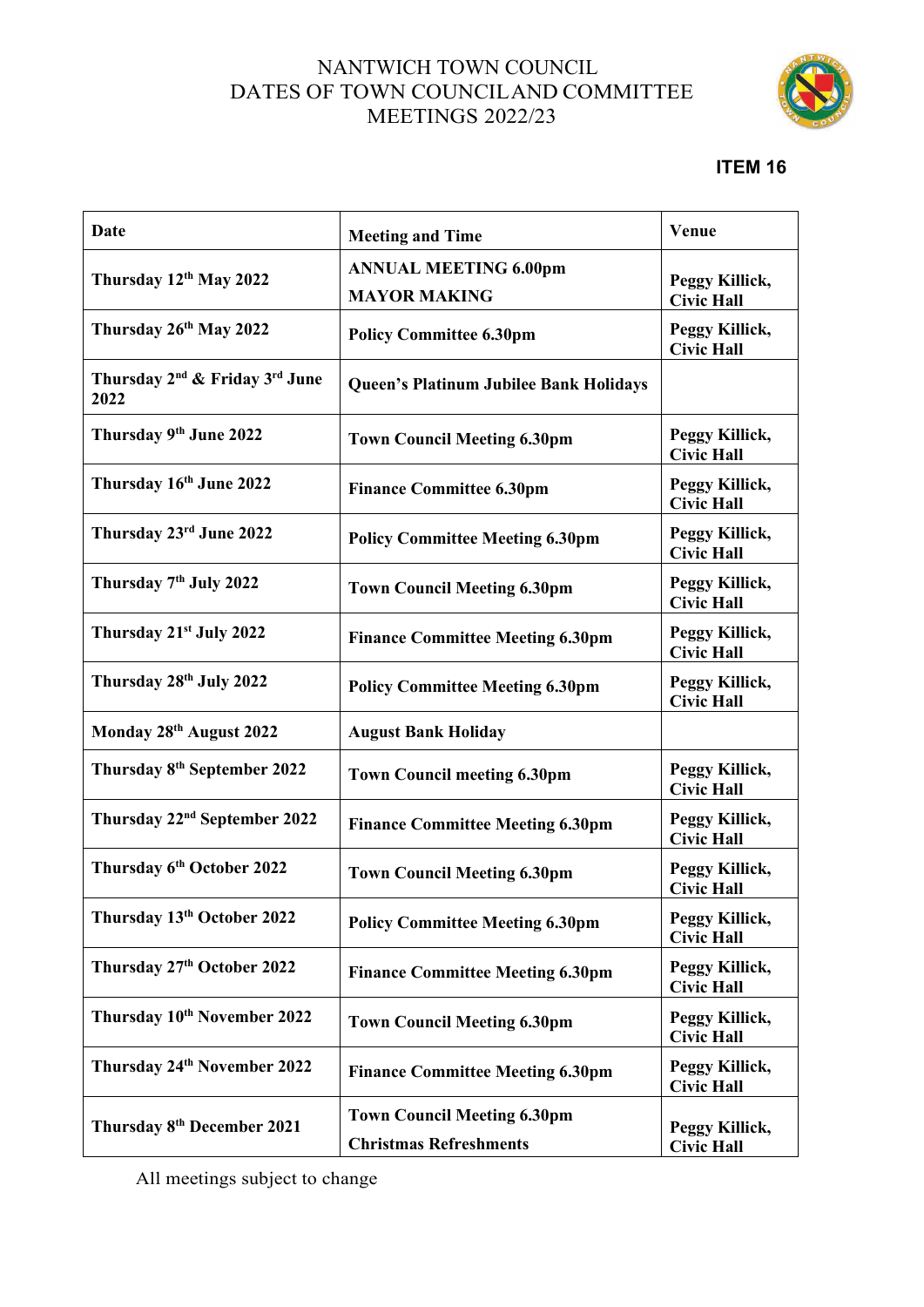# NANTWICH TOWN COUNCIL
# DATES OF TOWN COUNCILAND COMMITTEE MEETINGS 2022/23

**ITEM 16**

| **Date** | **Meeting and Time** | **Venue** |
|---|---|---|
| **Thursday 12th May 2022** | **ANNUAL MEETING 6.00pm**<br>**MAYOR MAKING** | **Peggy Killick, Civic Hall** |
| **Thursday 26th May 2022** | **Policy Committee 6.30pm** | **Peggy Killick, Civic Hall** |
| **Thursday 2nd & Friday 3rd June 2022** | **Queen's Platinum Jubilee Bank Holidays** | |
| **Thursday 9th June 2022** | **Town Council Meeting 6.30pm** | **Peggy Killick, Civic Hall** |
| **Thursday 16th June 2022** | **Finance Committee 6.30pm** | **Peggy Killick, Civic Hall** |
| **Thursday 23rd June 2022** | **Policy Committee Meeting 6.30pm** | **Peggy Killick, Civic Hall** |
| **Thursday 7th July 2022** | **Town Council Meeting 6.30pm** | **Peggy Killick, Civic Hall** |
| **Thursday 21st July 2022** | **Finance Committee Meeting 6.30pm** | **Peggy Killick, Civic Hall** |
| **Thursday 28th July 2022** | **Policy Committee Meeting 6.30pm** | **Peggy Killick, Civic Hall** |
| **Monday 28th August 2022** | **August Bank Holiday** | |
| **Thursday 8th September 2022** | **Town Council meeting 6.30pm** | **Peggy Killick, Civic Hall** |
| **Thursday 22nd September 2022** | **Finance Committee Meeting 6.30pm** | **Peggy Killick, Civic Hall** |
| **Thursday 6th October 2022** | **Town Council Meeting 6.30pm** | **Peggy Killick, Civic Hall** |
| **Thursday 13th October 2022** | **Policy Committee Meeting 6.30pm** | **Peggy Killick, Civic Hall** |
| **Thursday 27th October 2022** | **Finance Committee Meeting 6.30pm** | **Peggy Killick, Civic Hall** |
| **Thursday 10th November 2022** | **Town Council Meeting 6.30pm** | **Peggy Killick, Civic Hall** |
| **Thursday 24th November 2022** | **Finance Committee Meeting 6.30pm** | **Peggy Killick, Civic Hall** |
| **Thursday 8th December 2021** | **Town Council Meeting 6.30pm**<br>**Christmas Refreshments** | **Peggy Killick, Civic Hall** |

All meetings subject to change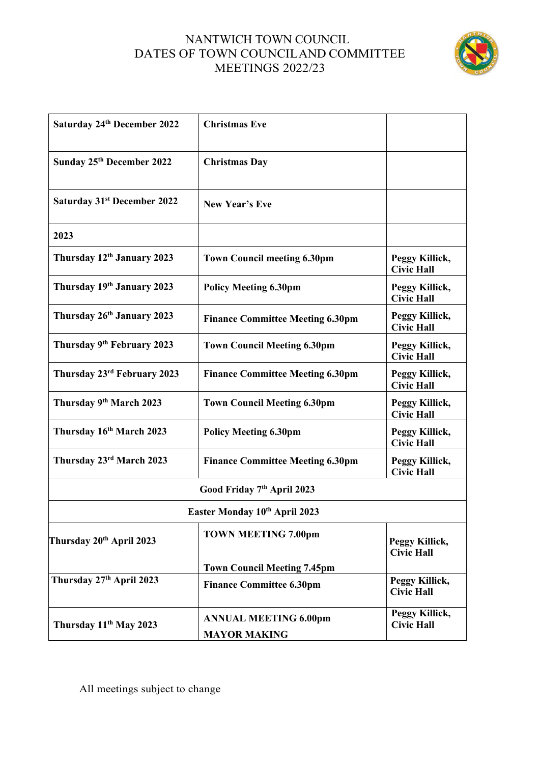# NANTWICH TOWN COUNCIL
# DATES OF TOWN COUNCIL AND COMMITTEE MEETINGS 2022/23

| | | |
|---|---|---|
| **Saturday 24th December 2022** | **Christmas Eve** | |
| **Sunday 25th December 2022** | **Christmas Day** | |
| **Saturday 31st December 2022** | **New Year's Eve** | |
| **2023** | | |
| **Thursday 12th January 2023** | **Town Council meeting 6.30pm** | **Peggy Killick, Civic Hall** |
| **Thursday 19th January 2023** | **Policy Meeting 6.30pm** | **Peggy Killick, Civic Hall** |
| **Thursday 26th January 2023** | **Finance Committee Meeting 6.30pm** | **Peggy Killick, Civic Hall** |
| **Thursday 9th February 2023** | **Town Council Meeting 6.30pm** | **Peggy Killick, Civic Hall** |
| **Thursday 23rd February 2023** | **Finance Committee Meeting 6.30pm** | **Peggy Killick, Civic Hall** |
| **Thursday 9th March 2023** | **Town Council Meeting 6.30pm** | **Peggy Killick, Civic Hall** |
| **Thursday 16th March 2023** | **Policy Meeting 6.30pm** | **Peggy Killick, Civic Hall** |
| **Thursday 23rd March 2023** | **Finance Committee Meeting 6.30pm** | **Peggy Killick, Civic Hall** |
| **Good Friday 7th April 2023** | | |
| **Easter Monday 10th April 2023** | | |
| **Thursday 20th April 2023** | **TOWN MEETING 7.00pm**<br>**Town Council Meeting 7.45pm** | **Peggy Killick, Civic Hall** |
| **Thursday 27th April 2023** | **Finance Committee 6.30pm** | **Peggy Killick, Civic Hall** |
| **Thursday 11th May 2023** | **ANNUAL MEETING 6.00pm**<br>**MAYOR MAKING** | **Peggy Killick, Civic Hall** |

All meetings subject to change